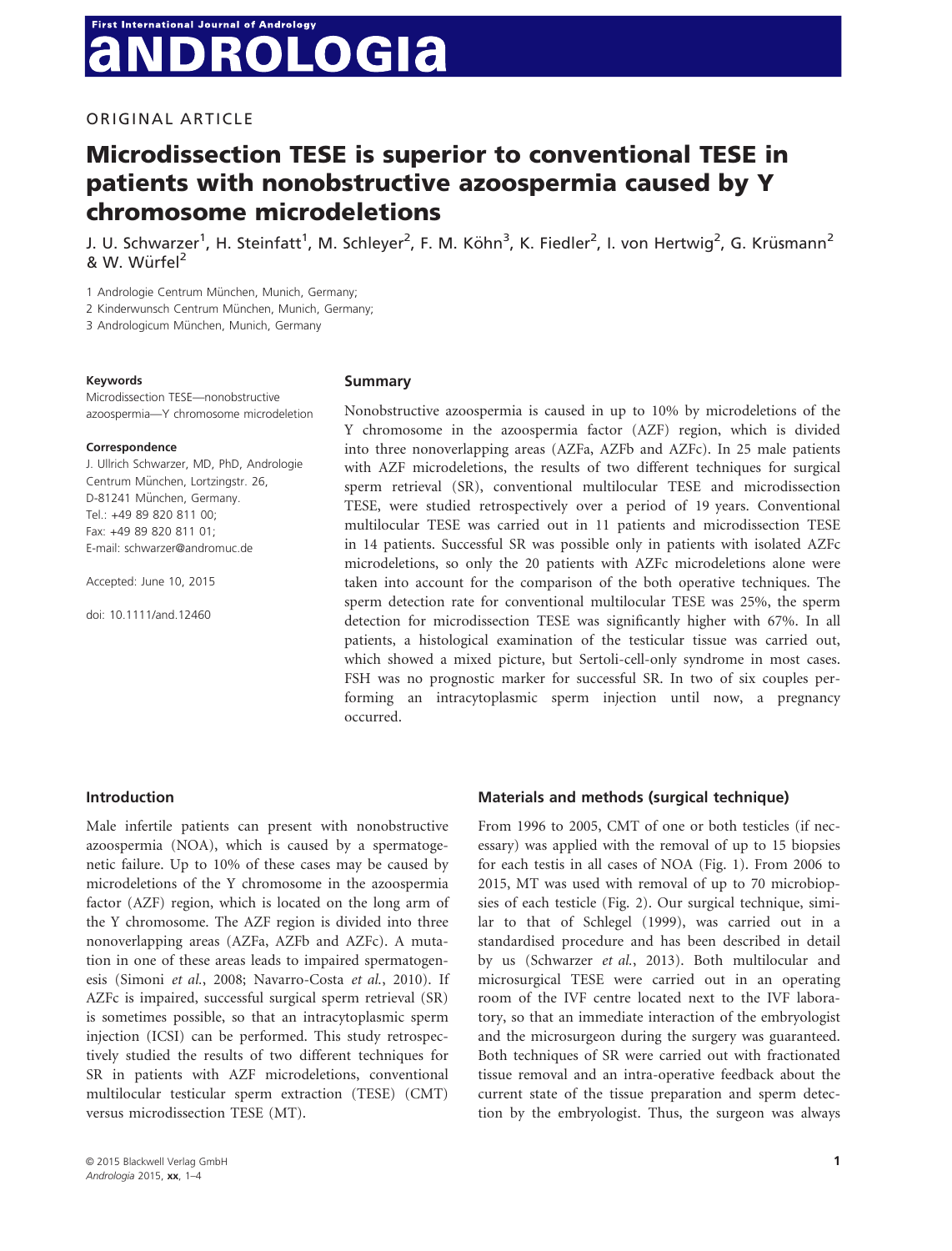ORIGINAL ARTICLE

# Microdissection TESE is superior to conventional TESE in patients with nonobstructive azoospermia caused by Y chromosome microdeletions

J. U. Schwarzer[1], H. Steinfatt[1], M. Schleyer[2], F. M. Köhn[3], K. Fiedler[2], I. von Hertwig[2], G. Krüsmann[2] & W. Würfel[2]

1 Andrologie Centrum München, Munich, Germany;
2 Kinderwunsch Centrum München, Munich, Germany;
3 Andrologicum München, Munich, Germany

**Keywords**

Microdissection TESE—nonobstructive azoospermia—Y chromosome microdeletion

**Correspondence**

J. Ullrich Schwarzer, MD, PhD, Andrologie Centrum München, Lortzingstr. 26, D-81241 München, Germany.
Tel.: +49 89 820 811 00;
Fax: +49 89 820 811 01;
E-mail: schwarzer@andromuc.de

Accepted: June 10, 2015

doi: 10.1111/and.12460

## Summary

Nonobstructive azoospermia is caused in up to 10% by microdeletions of the Y chromosome in the azoospermia factor (AZF) region, which is divided into three nonoverlapping areas (AZFa, AZFb and AZFc). In 25 male patients with AZF microdeletions, the results of two different techniques for surgical sperm retrieval (SR), conventional multilocular TESE and microdissection TESE, were studied retrospectively over a period of 19 years. Conventional multilocular TESE was carried out in 11 patients and microdissection TESE in 14 patients. Successful SR was possible only in patients with isolated AZFc microdeletions, so only the 20 patients with AZFc microdeletions alone were taken into account for the comparison of the both operative techniques. The sperm detection rate for conventional multilocular TESE was 25%, the sperm detection for microdissection TESE was significantly higher with 67%. In all patients, a histological examination of the testicular tissue was carried out, which showed a mixed picture, but Sertoli-cell-only syndrome in most cases. FSH was no prognostic marker for successful SR. In two of six couples performing an intracytoplasmic sperm injection until now, a pregnancy occurred.

## Introduction

Male infertile patients can present with nonobstructive azoospermia (NOA), which is caused by a spermatogenetic failure. Up to 10% of these cases may be caused by microdeletions of the Y chromosome in the azoospermia factor (AZF) region, which is located on the long arm of the Y chromosome. The AZF region is divided into three nonoverlapping areas (AZFa, AZFb and AZFc). A mutation in one of these areas leads to impaired spermatogenesis (Simoni *et al.*, 2008; Navarro-Costa *et al.*, 2010). If AZFc is impaired, successful surgical sperm retrieval (SR) is sometimes possible, so that an intracytoplasmic sperm injection (ICSI) can be performed. This study retrospectively studied the results of two different techniques for SR in patients with AZF microdeletions, conventional multilocular testicular sperm extraction (TESE) (CMT) versus microdissection TESE (MT).

## Materials and methods (surgical technique)

From 1996 to 2005, CMT of one or both testicles (if necessary) was applied with the removal of up to 15 biopsies for each testis in all cases of NOA (Fig. 1). From 2006 to 2015, MT was used with removal of up to 70 microbiopsies of each testicle (Fig. 2). Our surgical technique, similar to that of Schlegel (1999), was carried out in a standardised procedure and has been described in detail by us (Schwarzer *et al.*, 2013). Both multilocular and microsurgical TESE were carried out in an operating room of the IVF centre located next to the IVF laboratory, so that an immediate interaction of the embryologist and the microsurgeon during the surgery was guaranteed. Both techniques of SR were carried out with fractionated tissue removal and an intra-operative feedback about the current state of the tissue preparation and sperm detection by the embryologist. Thus, the surgeon was always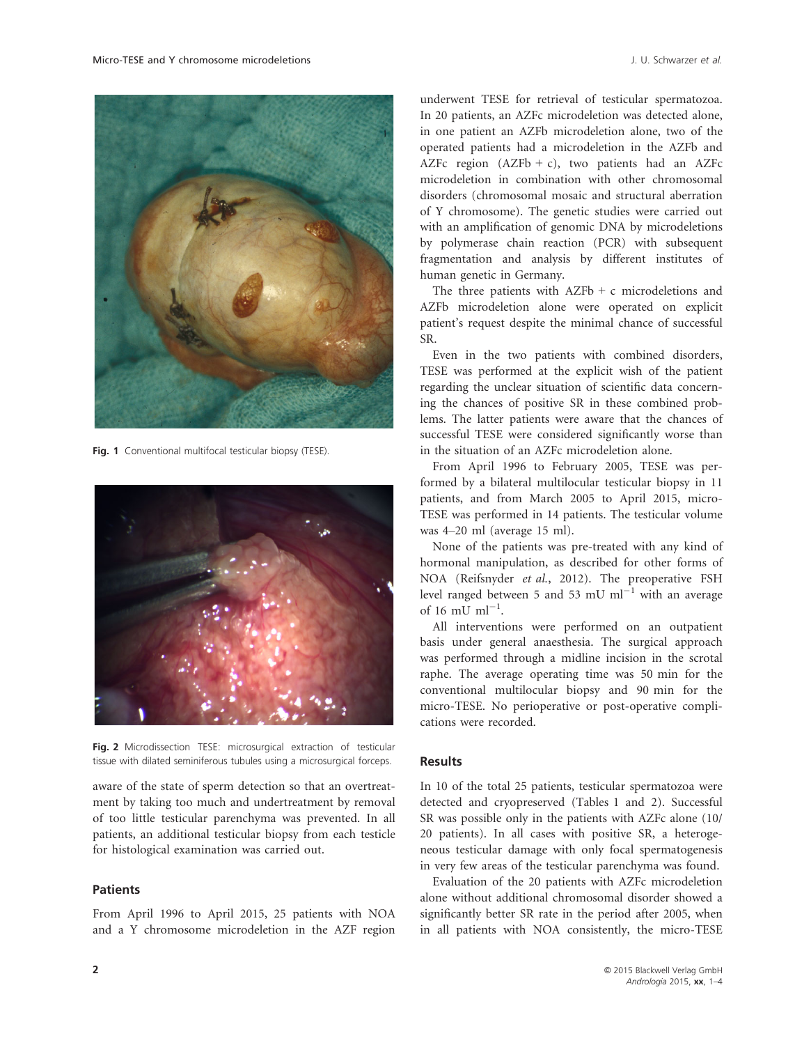Fig. 1 Conventional multifocal testicular biopsy (TESE).

Fig. 2 Microdissection TESE: microsurgical extraction of testicular tissue with dilated seminiferous tubules using a microsurgical forceps.

aware of the state of sperm detection so that an overtreatment by taking too much and undertreatment by removal of too little testicular parenchyma was prevented. In all patients, an additional testicular biopsy from each testicle for histological examination was carried out.

## Patients

From April 1996 to April 2015, 25 patients with NOA and a Y chromosome microdeletion in the AZF region underwent TESE for retrieval of testicular spermatozoa. In 20 patients, an AZFc microdeletion was detected alone, in one patient an AZFb microdeletion alone, two of the operated patients had a microdeletion in the AZFb and AZFc region (AZFb + c), two patients had an AZFc microdeletion in combination with other chromosomal disorders (chromosomal mosaic and structural aberration of Y chromosome). The genetic studies were carried out with an amplification of genomic DNA by microdeletions by polymerase chain reaction (PCR) with subsequent fragmentation and analysis by different institutes of human genetic in Germany.

The three patients with AZFb + c microdeletions and AZFb microdeletion alone were operated on explicit patient's request despite the minimal chance of successful SR.

Even in the two patients with combined disorders, TESE was performed at the explicit wish of the patient regarding the unclear situation of scientific data concerning the chances of positive SR in these combined problems. The latter patients were aware that the chances of successful TESE were considered significantly worse than in the situation of an AZFc microdeletion alone.

From April 1996 to February 2005, TESE was performed by a bilateral multilocular testicular biopsy in 11 patients, and from March 2005 to April 2015, micro-TESE was performed in 14 patients. The testicular volume was 4–20 ml (average 15 ml).

None of the patients was pre-treated with any kind of hormonal manipulation, as described for other forms of NOA (Reifsnyder *et al.*, 2012). The preoperative FSH level ranged between 5 and 53 mU $ml^{-1}$ with an average of 16 mU $ml^{-1}$.

All interventions were performed on an outpatient basis under general anaesthesia. The surgical approach was performed through a midline incision in the scrotal raphe. The average operating time was 50 min for the conventional multilocular biopsy and 90 min for the micro-TESE. No perioperative or post-operative complications were recorded.

## Results

In 10 of the total 25 patients, testicular spermatozoa were detected and cryopreserved (Tables 1 and 2). Successful SR was possible only in the patients with AZFc alone (10/20 patients). In all cases with positive SR, a heterogeneous testicular damage with only focal spermatogenesis in very few areas of the testicular parenchyma was found.

Evaluation of the 20 patients with AZFc microdeletion alone without additional chromosomal disorder showed a significantly better SR rate in the period after 2005, when in all patients with NOA consistently, the micro-TESE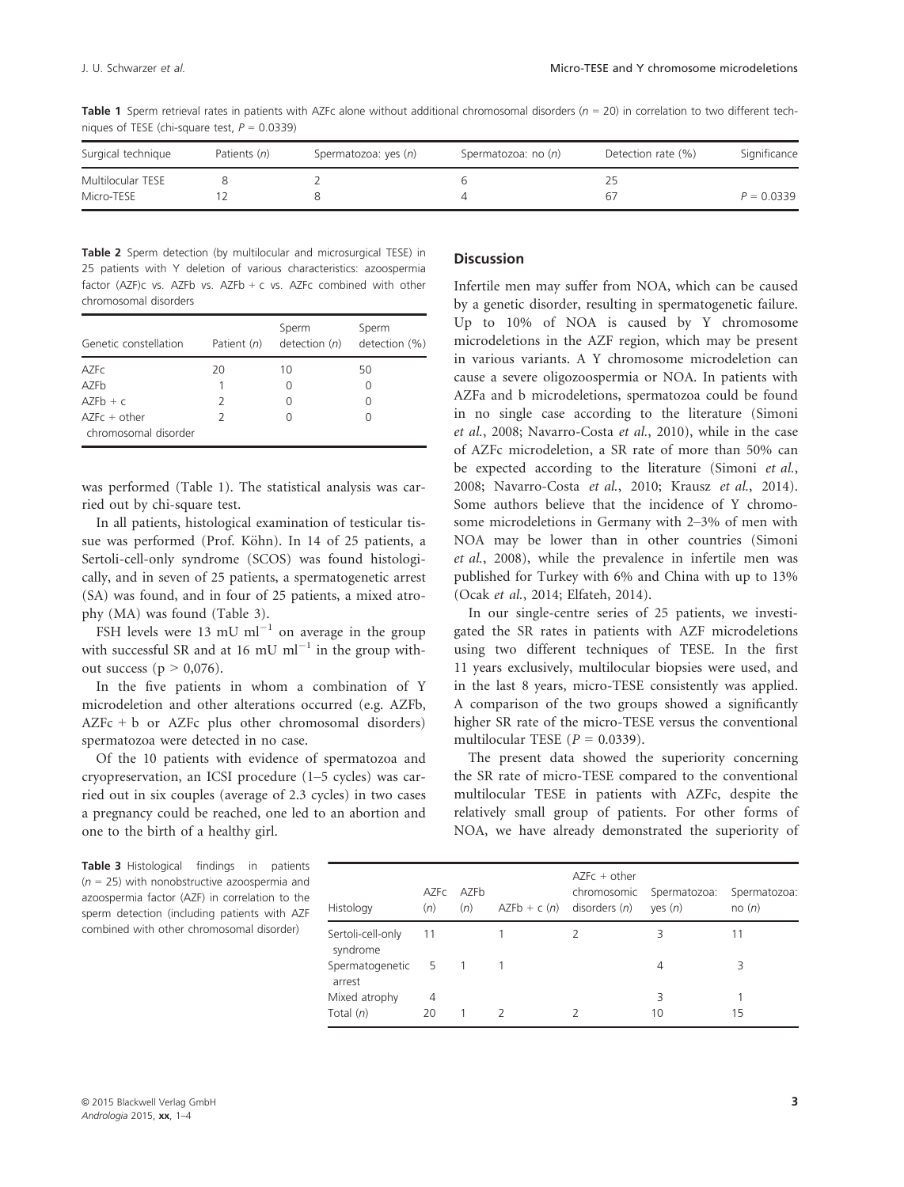**Table 1** Sperm retrieval rates in patients with AZFc alone without additional chromosomal disorders ($n = 20$) in correlation to two different techniques of TESE (chi-square test, $P = 0.0339$)

| Surgical technique | Patients (*n*) | Spermatozoa: yes (*n*) | Spermatozoa: no (*n*) | Detection rate (%) | Significance |
|---|---|---|---|---|---|
| Multilocular TESE | 8 | 2 | 6 | 25 | |
| Micro-TESE | 12 | 8 | 4 | 67 | $P = 0.0339$ |

**Table 2** Sperm detection (by multilocular and microsurgical TESE) in 25 patients with Y deletion of various characteristics: azoospermia factor (AZF)c vs. AZFb vs. AZFb + c vs. AZFc combined with other chromosomal disorders

| Genetic constellation | Patient (*n*) | Sperm detection (*n*) | Sperm detection (%) |
|---|---|---|---|
| AZFc | 20 | 10 | 50 |
| AZFb | 1 | 0 | 0 |
| AZFb + c | 2 | 0 | 0 |
| AZFc + other chromosomal disorder | 2 | 0 | 0 |

was performed (Table 1). The statistical analysis was carried out by chi-square test.

In all patients, histological examination of testicular tissue was performed (Prof. Köhn). In 14 of 25 patients, a Sertoli-cell-only syndrome (SCOS) was found histologically, and in seven of 25 patients, a spermatogenetic arrest (SA) was found, and in four of 25 patients, a mixed atrophy (MA) was found (Table 3).

FSH levels were 13 mU $ml^{-1}$ on average in the group with successful SR and at 16 mU $ml^{-1}$ in the group without success ($p > 0{,}076$).

In the five patients in whom a combination of Y microdeletion and other alterations occurred (e.g. AZFb, AZFc + b or AZFc plus other chromosomal disorders) spermatozoa were detected in no case.

Of the 10 patients with evidence of spermatozoa and cryopreservation, an ICSI procedure (1–5 cycles) was carried out in six couples (average of 2.3 cycles) in two cases a pregnancy could be reached, one led to an abortion and one to the birth of a healthy girl.

## Discussion

Infertile men may suffer from NOA, which can be caused by a genetic disorder, resulting in spermatogenetic failure. Up to 10% of NOA is caused by Y chromosome microdeletions in the AZF region, which may be present in various variants. A Y chromosome microdeletion can cause a severe oligozoospermia or NOA. In patients with AZFa and b microdeletions, spermatozoa could be found in no single case according to the literature (Simoni *et al.*, 2008; Navarro-Costa *et al.*, 2010), while in the case of AZFc microdeletion, a SR rate of more than 50% can be expected according to the literature (Simoni *et al.*, 2008; Navarro-Costa *et al.*, 2010; Krausz *et al.*, 2014). Some authors believe that the incidence of Y chromosome microdeletions in Germany with 2–3% of men with NOA may be lower than in other countries (Simoni *et al.*, 2008), while the prevalence in infertile men was published for Turkey with 6% and China with up to 13% (Ocak *et al.*, 2014; Elfateh, 2014).

In our single-centre series of 25 patients, we investigated the SR rates in patients with AZF microdeletions using two different techniques of TESE. In the first 11 years exclusively, multilocular biopsies were used, and in the last 8 years, micro-TESE consistently was applied. A comparison of the two groups showed a significantly higher SR rate of the micro-TESE versus the conventional multilocular TESE ($P = 0.0339$).

The present data showed the superiority concerning the SR rate of micro-TESE compared to the conventional multilocular TESE in patients with AZFc, despite the relatively small group of patients. For other forms of NOA, we have already demonstrated the superiority of

**Table 3** Histological findings in patients ($n = 25$) with nonobstructive azoospermia and azoospermia factor (AZF) in correlation to the sperm detection (including patients with AZF combined with other chromosomal disorder)

| Histology | AZFc (*n*) | AZFb (*n*) | AZFb + c (*n*) | AZFc + other chromosomic disorders (*n*) | Spermatozoa: yes (*n*) | Spermatozoa: no (*n*) |
|---|---|---|---|---|---|---|
| Sertoli-cell-only syndrome | 11 | | 1 | 2 | 3 | 11 |
| Spermatogenetic arrest | 5 | 1 | 1 | | 4 | 3 |
| Mixed atrophy | 4 | | | | 3 | 1 |
| Total (*n*) | 20 | 1 | 2 | 2 | 10 | 15 |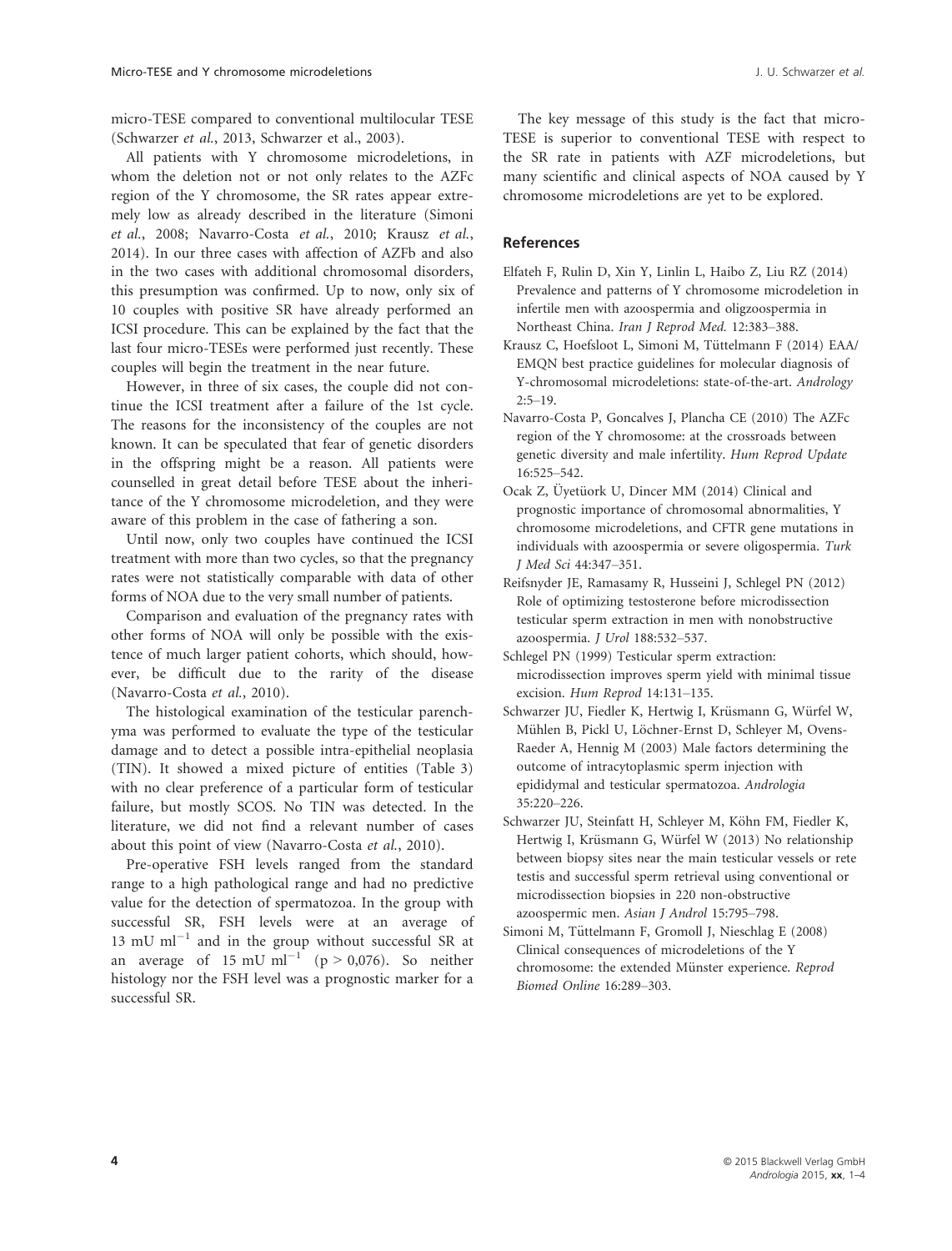micro-TESE compared to conventional multilocular TESE (Schwarzer *et al.*, 2013, Schwarzer et al., 2003).

All patients with Y chromosome microdeletions, in whom the deletion not or not only relates to the AZFc region of the Y chromosome, the SR rates appear extremely low as already described in the literature (Simoni *et al.*, 2008; Navarro-Costa *et al.*, 2010; Krausz *et al.*, 2014). In our three cases with affection of AZFb and also in the two cases with additional chromosomal disorders, this presumption was confirmed. Up to now, only six of 10 couples with positive SR have already performed an ICSI procedure. This can be explained by the fact that the last four micro-TESEs were performed just recently. These couples will begin the treatment in the near future.

However, in three of six cases, the couple did not continue the ICSI treatment after a failure of the 1st cycle. The reasons for the inconsistency of the couples are not known. It can be speculated that fear of genetic disorders in the offspring might be a reason. All patients were counselled in great detail before TESE about the inheritance of the Y chromosome microdeletion, and they were aware of this problem in the case of fathering a son.

Until now, only two couples have continued the ICSI treatment with more than two cycles, so that the pregnancy rates were not statistically comparable with data of other forms of NOA due to the very small number of patients.

Comparison and evaluation of the pregnancy rates with other forms of NOA will only be possible with the existence of much larger patient cohorts, which should, however, be difficult due to the rarity of the disease (Navarro-Costa *et al.*, 2010).

The histological examination of the testicular parenchyma was performed to evaluate the type of the testicular damage and to detect a possible intra-epithelial neoplasia (TIN). It showed a mixed picture of entities (Table 3) with no clear preference of a particular form of testicular failure, but mostly SCOS. No TIN was detected. In the literature, we did not find a relevant number of cases about this point of view (Navarro-Costa *et al.*, 2010).

Pre-operative FSH levels ranged from the standard range to a high pathological range and had no predictive value for the detection of spermatozoa. In the group with successful SR, FSH levels were at an average of 13 mU $ml^{-1}$ and in the group without successful SR at an average of 15 mU $ml^{-1}$ ($p > 0{,}076$). So neither histology nor the FSH level was a prognostic marker for a successful SR.

The key message of this study is the fact that micro-TESE is superior to conventional TESE with respect to the SR rate in patients with AZF microdeletions, but many scientific and clinical aspects of NOA caused by Y chromosome microdeletions are yet to be explored.

## References

Elfateh F, Rulin D, Xin Y, Linlin L, Haibo Z, Liu RZ (2014) Prevalence and patterns of Y chromosome microdeletion in infertile men with azoospermia and oligzoospermia in Northeast China. *Iran J Reprod Med.* 12:383–388.

Krausz C, Hoefsloot L, Simoni M, Tüttelmann F (2014) EAA/EMQN best practice guidelines for molecular diagnosis of Y-chromosomal microdeletions: state-of-the-art. *Andrology* 2:5–19.

Navarro-Costa P, Goncalves J, Plancha CE (2010) The AZFc region of the Y chromosome: at the crossroads between genetic diversity and male infertility. *Hum Reprod Update* 16:525–542.

Ocak Z, Üyetüork U, Dincer MM (2014) Clinical and prognostic importance of chromosomal abnormalities, Y chromosome microdeletions, and CFTR gene mutations in individuals with azoospermia or severe oligospermia. *Turk J Med Sci* 44:347–351.

Reifsnyder JE, Ramasamy R, Husseini J, Schlegel PN (2012) Role of optimizing testosterone before microdissection testicular sperm extraction in men with nonobstructive azoospermia. *J Urol* 188:532–537.

Schlegel PN (1999) Testicular sperm extraction: microdissection improves sperm yield with minimal tissue excision. *Hum Reprod* 14:131–135.

Schwarzer JU, Fiedler K, Hertwig I, Krüsmann G, Würfel W, Mühlen B, Pickl U, Löchner-Ernst D, Schleyer M, Ovens-Raeder A, Hennig M (2003) Male factors determining the outcome of intracytoplasmic sperm injection with epididymal and testicular spermatozoa. *Andrologia* 35:220–226.

Schwarzer JU, Steinfatt H, Schleyer M, Köhn FM, Fiedler K, Hertwig I, Krüsmann G, Würfel W (2013) No relationship between biopsy sites near the main testicular vessels or rete testis and successful sperm retrieval using conventional or microdissection biopsies in 220 non-obstructive azoospermic men. *Asian J Androl* 15:795–798.

Simoni M, Tüttelmann F, Gromoll J, Nieschlag E (2008) Clinical consequences of microdeletions of the Y chromosome: the extended Münster experience. *Reprod Biomed Online* 16:289–303.